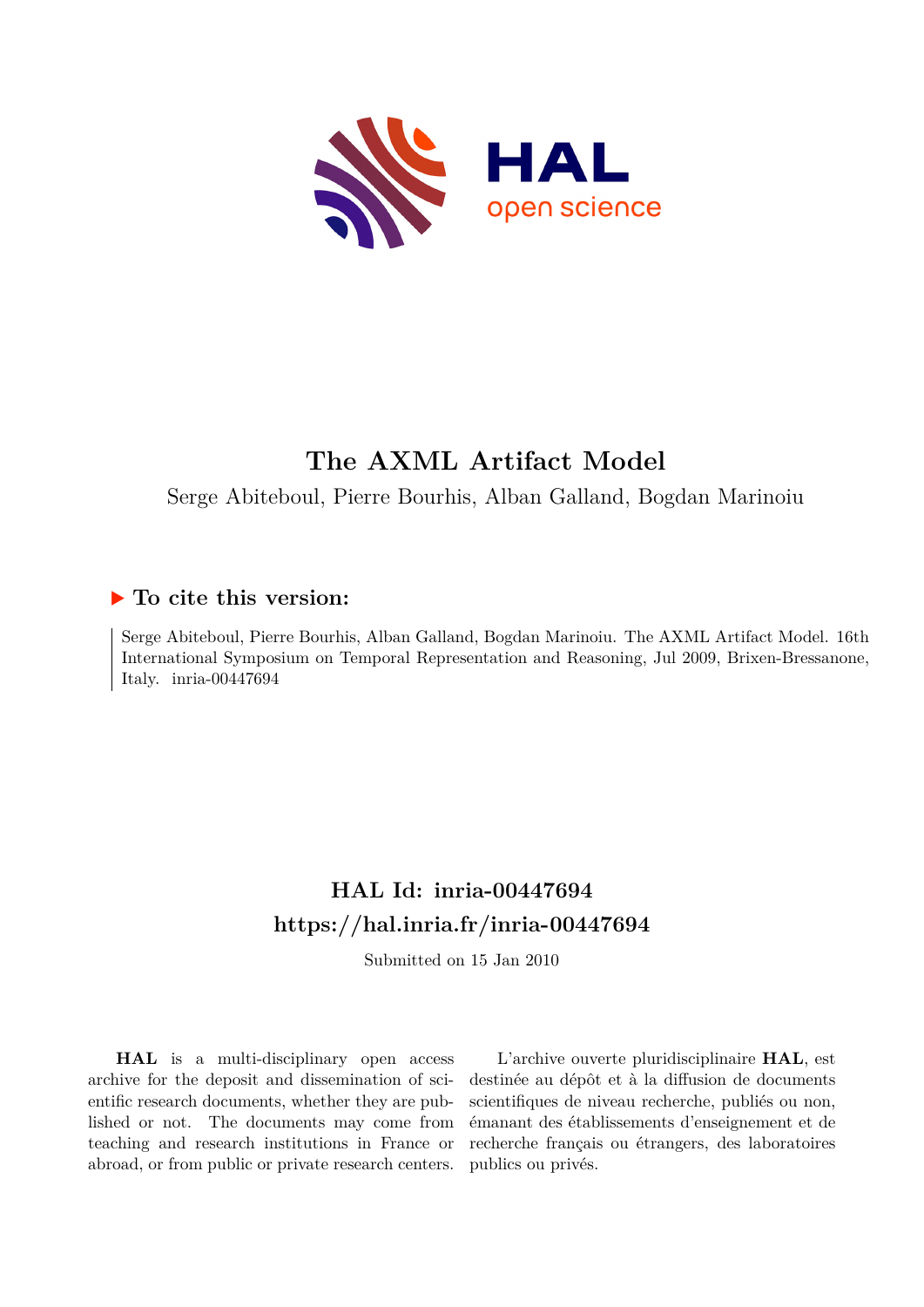# The AXML Artifact Model

Serge Abiteboul, Pierre Bourhis, Alban Galland, Bogdan Marinoiu

## ▶ To cite this version:

Serge Abiteboul, Pierre Bourhis, Alban Galland, Bogdan Marinoiu. The AXML Artifact Model. 16th International Symposium on Temporal Representation and Reasoning, Jul 2009, Brixen-Bressanone, Italy. inria-00447694

## HAL Id: inria-00447694
## https://hal.inria.fr/inria-00447694

Submitted on 15 Jan 2010

**HAL** is a multi-disciplinary open access archive for the deposit and dissemination of scientific research documents, whether they are published or not. The documents may come from teaching and research institutions in France or abroad, or from public or private research centers.

L'archive ouverte pluridisciplinaire **HAL**, est destinée au dépôt et à la diffusion de documents scientifiques de niveau recherche, publiés ou non, émanant des établissements d'enseignement et de recherche français ou étrangers, des laboratoires publics ou privés.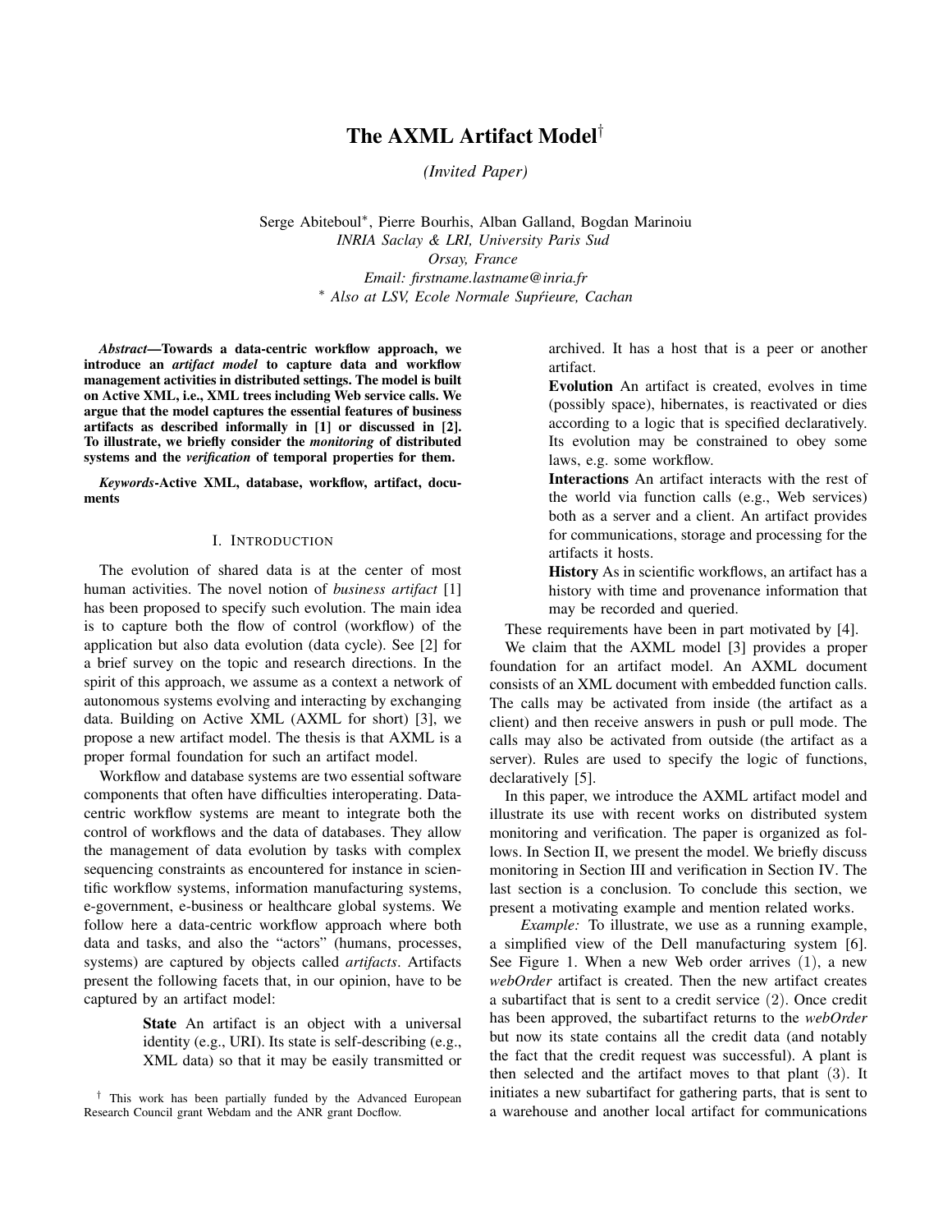# The AXML Artifact Model†

*(Invited Paper)*

Serge Abiteboul*, Pierre Bourhis, Alban Galland, Bogdan Marinoiu
*INRIA Saclay & LRI, University Paris Sud*
*Orsay, France*
*Email: firstname.lastname@inria.fr*
* *Also at LSV, Ecole Normale Supŕieure, Cachan*

***Abstract*—Towards a data-centric workflow approach, we introduce an *artifact model* to capture data and workflow management activities in distributed settings. The model is built on Active XML, i.e., XML trees including Web service calls. We argue that the model captures the essential features of business artifacts as described informally in [1] or discussed in [2]. To illustrate, we briefly consider the *monitoring* of distributed systems and the *verification* of temporal properties for them.**

***Keywords*-Active XML, database, workflow, artifact, documents**

## I. Introduction

The evolution of shared data is at the center of most human activities. The novel notion of *business artifact* [1] has been proposed to specify such evolution. The main idea is to capture both the flow of control (workflow) of the application but also data evolution (data cycle). See [2] for a brief survey on the topic and research directions. In the spirit of this approach, we assume as a context a network of autonomous systems evolving and interacting by exchanging data. Building on Active XML (AXML for short) [3], we propose a new artifact model. The thesis is that AXML is a proper formal foundation for such an artifact model.

Workflow and database systems are two essential software components that often have difficulties interoperating. Data-centric workflow systems are meant to integrate both the control of workflows and the data of databases. They allow the management of data evolution by tasks with complex sequencing constraints as encountered for instance in scientific workflow systems, information manufacturing systems, e-government, e-business or healthcare global systems. We follow here a data-centric workflow approach where both data and tasks, and also the "actors" (humans, processes, systems) are captured by objects called *artifacts*. Artifacts present the following facets that, in our opinion, have to be captured by an artifact model:

> **State** An artifact is an object with a universal identity (e.g., URI). Its state is self-describing (e.g., XML data) so that it may be easily transmitted or archived. It has a host that is a peer or another artifact.
>
> **Evolution** An artifact is created, evolves in time (possibly space), hibernates, is reactivated or dies according to a logic that is specified declaratively. Its evolution may be constrained to obey some laws, e.g. some workflow.
>
> **Interactions** An artifact interacts with the rest of the world via function calls (e.g., Web services) both as a server and a client. An artifact provides for communications, storage and processing for the artifacts it hosts.
>
> **History** As in scientific workflows, an artifact has a history with time and provenance information that may be recorded and queried.

These requirements have been in part motivated by [4].

We claim that the AXML model [3] provides a proper foundation for an artifact model. An AXML document consists of an XML document with embedded function calls. The calls may be activated from inside (the artifact as a client) and then receive answers in push or pull mode. The calls may also be activated from outside (the artifact as a server). Rules are used to specify the logic of functions, declaratively [5].

In this paper, we introduce the AXML artifact model and illustrate its use with recent works on distributed system monitoring and verification. The paper is organized as follows. In Section II, we present the model. We briefly discuss monitoring in Section III and verification in Section IV. The last section is a conclusion. To conclude this section, we present a motivating example and mention related works.

*Example:* To illustrate, we use as a running example, a simplified view of the Dell manufacturing system [6]. See Figure 1. When a new Web order arrives (1), a new *webOrder* artifact is created. Then the new artifact creates a subartifact that is sent to a credit service (2). Once credit has been approved, the subartifact returns to the *webOrder* but now its state contains all the credit data (and notably the fact that the credit request was successful). A plant is then selected and the artifact moves to that plant (3). It initiates a new subartifact for gathering parts, that is sent to a warehouse and another local artifact for communications

† This work has been partially funded by the Advanced European Research Council grant Webdam and the ANR grant Docflow.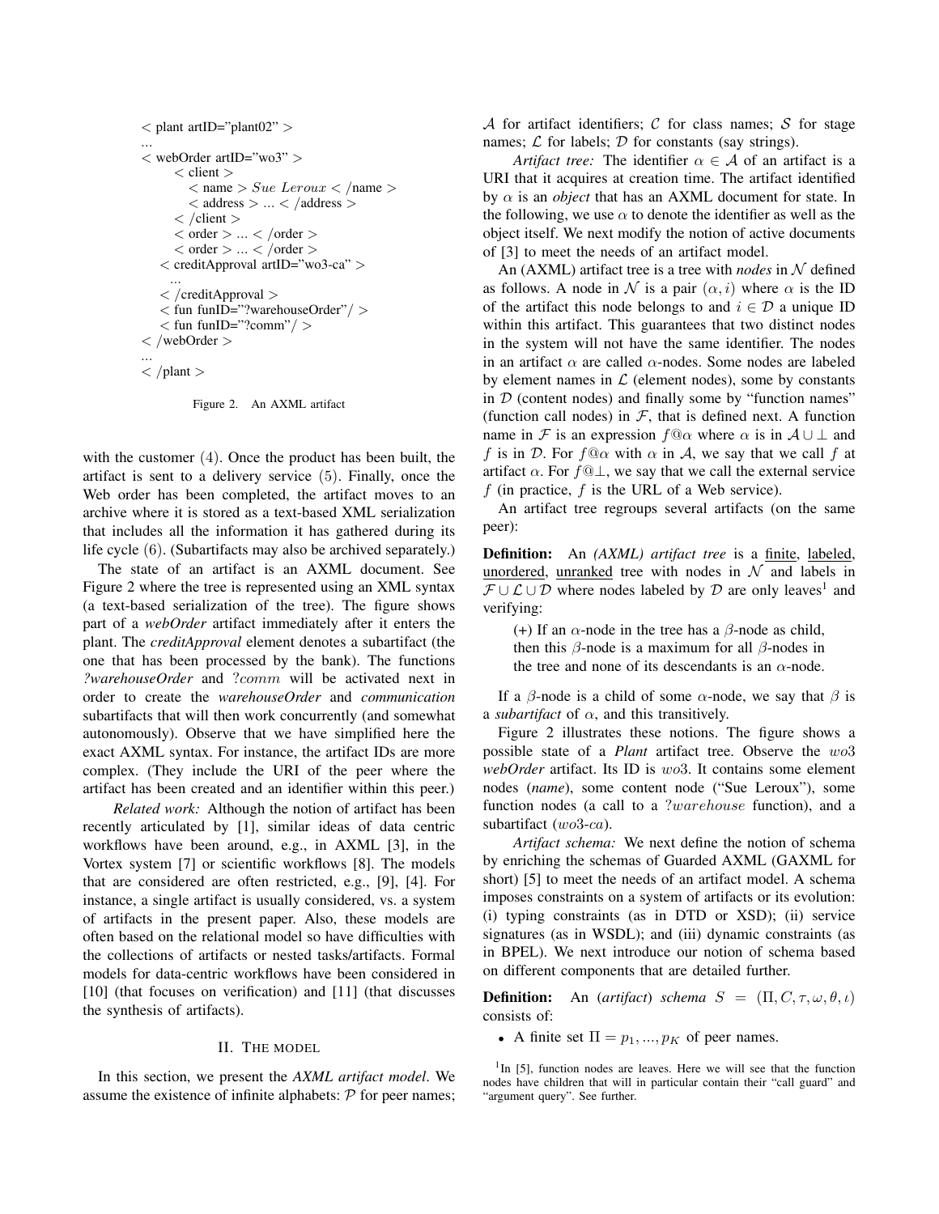```
< plant artID="plant02" >
...
< webOrder artID="wo3" >
      < client >
         < name > Sue Leroux < /name >
         < address > ... < /address >
      < /client >
      < order > ... < /order >
      < order > ... < /order >
   < creditApproval artID="wo3-ca" >
      ...
   < /creditApproval >
   < fun funID="?warehouseOrder"/ >
   < fun funID="?comm"/ >
< /webOrder >
...
< /plant >
```

Figure 2. An AXML artifact

with the customer (4). Once the product has been built, the artifact is sent to a delivery service (5). Finally, once the Web order has been completed, the artifact moves to an archive where it is stored as a text-based XML serialization that includes all the information it has gathered during its life cycle (6). (Subartifacts may also be archived separately.)

The state of an artifact is an AXML document. See Figure 2 where the tree is represented using an XML syntax (a text-based serialization of the tree). The figure shows part of a *webOrder* artifact immediately after it enters the plant. The *creditApproval* element denotes a subartifact (the one that has been processed by the bank). The functions *?warehouseOrder* and $?comm$ will be activated next in order to create the *warehouseOrder* and *communication* subartifacts that will then work concurrently (and somewhat autonomously). Observe that we have simplified here the exact AXML syntax. For instance, the artifact IDs are more complex. (They include the URI of the peer where the artifact has been created and an identifier within this peer.)

*Related work:* Although the notion of artifact has been recently articulated by [1], similar ideas of data centric workflows have been around, e.g., in AXML [3], in the Vortex system [7] or scientific workflows [8]. The models that are considered are often restricted, e.g., [9], [4]. For instance, a single artifact is usually considered, vs. a system of artifacts in the present paper. Also, these models are often based on the relational model so have difficulties with the collections of artifacts or nested tasks/artifacts. Formal models for data-centric workflows have been considered in [10] (that focuses on verification) and [11] (that discusses the synthesis of artifacts).

## II. The model

In this section, we present the *AXML artifact model*. We assume the existence of infinite alphabets: $\mathcal{P}$ for peer names; $\mathcal{A}$ for artifact identifiers; $\mathcal{C}$ for class names; $\mathcal{S}$ for stage names; $\mathcal{L}$ for labels; $\mathcal{D}$ for constants (say strings).

*Artifact tree:* The identifier $\alpha \in \mathcal{A}$ of an artifact is a URI that it acquires at creation time. The artifact identified by $\alpha$ is an *object* that has an AXML document for state. In the following, we use $\alpha$ to denote the identifier as well as the object itself. We next modify the notion of active documents of [3] to meet the needs of an artifact model.

An (AXML) artifact tree is a tree with *nodes* in $\mathcal{N}$ defined as follows. A node in $\mathcal{N}$ is a pair $(\alpha, i)$ where $\alpha$ is the ID of the artifact this node belongs to and $i \in \mathcal{D}$ a unique ID within this artifact. This guarantees that two distinct nodes in the system will not have the same identifier. The nodes in an artifact $\alpha$ are called $\alpha$-nodes. Some nodes are labeled by element names in $\mathcal{L}$ (element nodes), some by constants in $\mathcal{D}$ (content nodes) and finally some by "function names" (function call nodes) in $\mathcal{F}$, that is defined next. A function name in $\mathcal{F}$ is an expression $f@\alpha$ where $\alpha$ is in $\mathcal{A} \cup \bot$ and $f$ is in $\mathcal{D}$. For $f@\alpha$ with $\alpha$ in $\mathcal{A}$, we say that we call $f$ at artifact $\alpha$. For $f@\bot$, we say that we call the external service $f$ (in practice, $f$ is the URL of a Web service).

An artifact tree regroups several artifacts (on the same peer):

**Definition:** An *(AXML) artifact tree* is a finite, labeled, unordered, unranked tree with nodes in $\mathcal{N}$ and labels in $\mathcal{F} \cup \mathcal{L} \cup \mathcal{D}$ where nodes labeled by $\mathcal{D}$ are only leaves[1] and verifying:

(+) If an $\alpha$-node in the tree has a $\beta$-node as child, then this $\beta$-node is a maximum for all $\beta$-nodes in the tree and none of its descendants is an $\alpha$-node.

If a $\beta$-node is a child of some $\alpha$-node, we say that $\beta$ is a *subartifact* of $\alpha$, and this transitively.

Figure 2 illustrates these notions. The figure shows a possible state of a *Plant* artifact tree. Observe the $wo3$ *webOrder* artifact. Its ID is $wo3$. It contains some element nodes (*name*), some content node ("Sue Leroux"), some function nodes (a call to a $?warehouse$ function), and a subartifact ($wo3$-$ca$).

*Artifact schema:* We next define the notion of schema by enriching the schemas of Guarded AXML (GAXML for short) [5] to meet the needs of an artifact model. A schema imposes constraints on a system of artifacts or its evolution: (i) typing constraints (as in DTD or XSD); (ii) service signatures (as in WSDL); and (iii) dynamic constraints (as in BPEL). We next introduce our notion of schema based on different components that are detailed further.

**Definition:** An (*artifact*) *schema* $S = (\Pi, C, \tau, \omega, \theta, \iota)$ consists of:

- A finite set $\Pi = p_1, ..., p_K$ of peer names.

[1] In [5], function nodes are leaves. Here we will see that the function nodes have children that will in particular contain their "call guard" and "argument query". See further.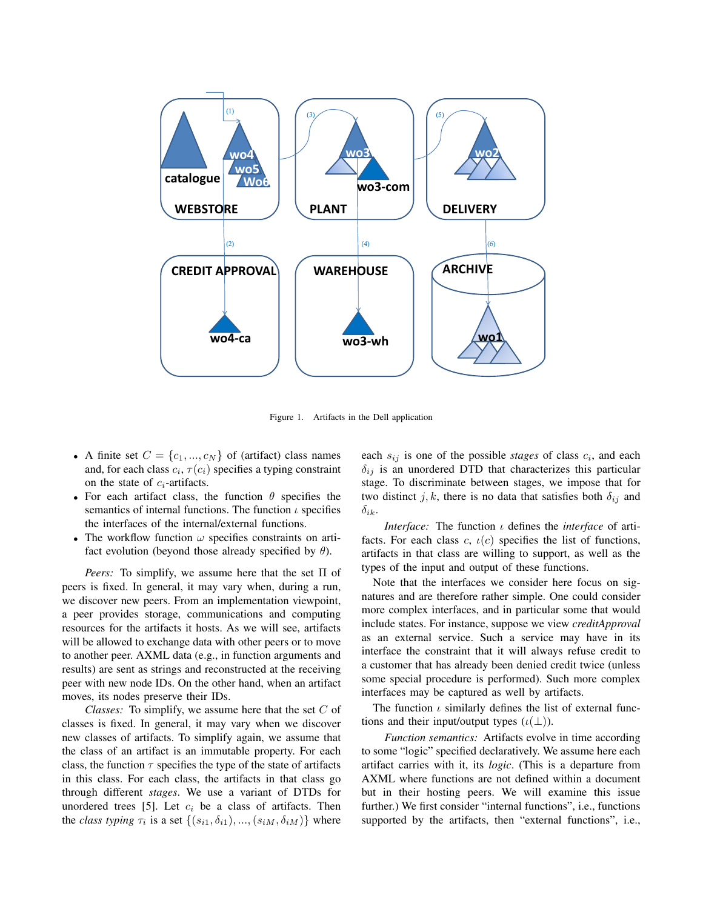Figure 1. Artifacts in the Dell application

- A finite set $C = \{c_1, ..., c_N\}$ of (artifact) class names and, for each class $c_i$, $\tau(c_i)$ specifies a typing constraint on the state of $c_i$-artifacts.
- For each artifact class, the function $\theta$ specifies the semantics of internal functions. The function $\iota$ specifies the interfaces of the internal/external functions.
- The workflow function $\omega$ specifies constraints on artifact evolution (beyond those already specified by $\theta$).

*Peers:* To simplify, we assume here that the set $\Pi$ of peers is fixed. In general, it may vary when, during a run, we discover new peers. From an implementation viewpoint, a peer provides storage, communications and computing resources for the artifacts it hosts. As we will see, artifacts will be allowed to exchange data with other peers or to move to another peer. AXML data (e.g., in function arguments and results) are sent as strings and reconstructed at the receiving peer with new node IDs. On the other hand, when an artifact moves, its nodes preserve their IDs.

*Classes:* To simplify, we assume here that the set $C$ of classes is fixed. In general, it may vary when we discover new classes of artifacts. To simplify again, we assume that the class of an artifact is an immutable property. For each class, the function $\tau$ specifies the type of the state of artifacts in this class. For each class, the artifacts in that class go through different *stages*. We use a variant of DTDs for unordered trees [5]. Let $c_i$ be a class of artifacts. Then the *class typing* $\tau_i$ is a set $\{(s_{i1}, \delta_{i1}), ..., (s_{iM}, \delta_{iM})\}$ where each $s_{ij}$ is one of the possible *stages* of class $c_i$, and each $\delta_{ij}$ is an unordered DTD that characterizes this particular stage. To discriminate between stages, we impose that for two distinct $j, k$, there is no data that satisfies both $\delta_{ij}$ and $\delta_{ik}$.

*Interface:* The function $\iota$ defines the *interface* of artifacts. For each class $c$, $\iota(c)$ specifies the list of functions, artifacts in that class are willing to support, as well as the types of the input and output of these functions.

Note that the interfaces we consider here focus on signatures and are therefore rather simple. One could consider more complex interfaces, and in particular some that would include states. For instance, suppose we view *creditApproval* as an external service. Such a service may have in its interface the constraint that it will always refuse credit to a customer that has already been denied credit twice (unless some special procedure is performed). Such more complex interfaces may be captured as well by artifacts.

The function $\iota$ similarly defines the list of external functions and their input/output types ($\iota(\perp)$).

*Function semantics:* Artifacts evolve in time according to some "logic" specified declaratively. We assume here each artifact carries with it, its *logic*. (This is a departure from AXML where functions are not defined within a document but in their hosting peers. We will examine this issue further.) We first consider "internal functions", i.e., functions supported by the artifacts, then "external functions", i.e.,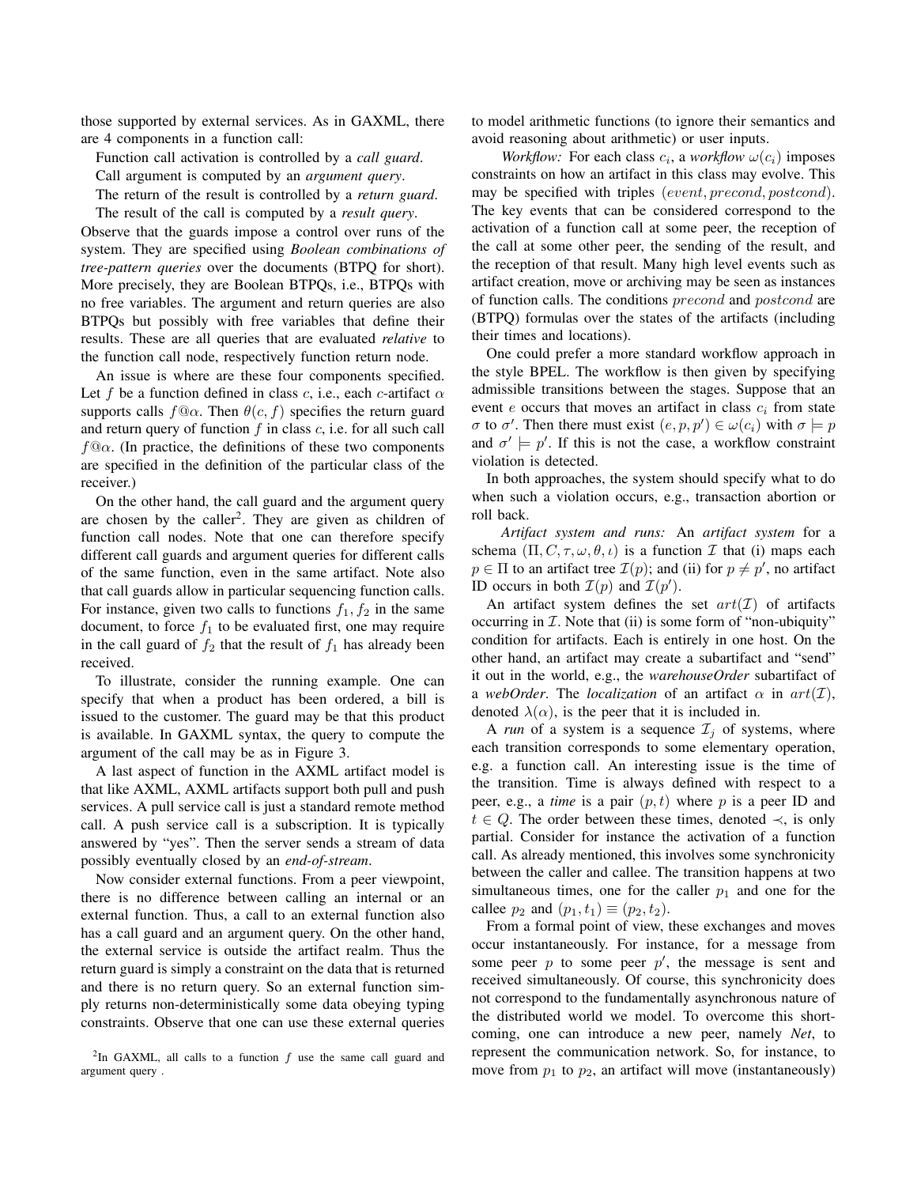those supported by external services. As in GAXML, there are 4 components in a function call:

Function call activation is controlled by a *call guard*.

Call argument is computed by an *argument query*.

The return of the result is controlled by a *return guard*.

The result of the call is computed by a *result query*.

Observe that the guards impose a control over runs of the system. They are specified using ***Boolean combinations of tree-pattern queries*** over the documents (BTPQ for short). More precisely, they are Boolean BTPQs, i.e., BTPQs with no free variables. The argument and return queries are also BTPQs but possibly with free variables that define their results. These are all queries that are evaluated *relative* to the function call node, respectively function return node.

An issue is where are these four components specified. Let $f$ be a function defined in class $c$, i.e., each $c$-artifact $\alpha$ supports calls $f@\alpha$. Then $\theta(c, f)$ specifies the return guard and return query of function $f$ in class $c$, i.e. for all such call $f@\alpha$. (In practice, the definitions of these two components are specified in the definition of the particular class of the receiver.)

On the other hand, the call guard and the argument query are chosen by the caller[2]. They are given as children of function call nodes. Note that one can therefore specify different call guards and argument queries for different calls of the same function, even in the same artifact. Note also that call guards allow in particular sequencing function calls. For instance, given two calls to functions $f_1, f_2$ in the same document, to force $f_1$ to be evaluated first, one may require in the call guard of $f_2$ that the result of $f_1$ has already been received.

To illustrate, consider the running example. One can specify that when a product has been ordered, a bill is issued to the customer. The guard may be that this product is available. In GAXML syntax, the query to compute the argument of the call may be as in Figure 3.

A last aspect of function in the AXML artifact model is that like AXML, AXML artifacts support both pull and push services. A pull service call is just a standard remote method call. A push service call is a subscription. It is typically answered by "yes". Then the server sends a stream of data possibly eventually closed by an *end-of-stream*.

Now consider external functions. From a peer viewpoint, there is no difference between calling an internal or an external function. Thus, a call to an external function also has a call guard and an argument query. On the other hand, the external service is outside the artifact realm. Thus the return guard is simply a constraint on the data that is returned and there is no return query. So an external function simply returns non-deterministically some data obeying typing constraints. Observe that one can use these external queries to model arithmetic functions (to ignore their semantics and avoid reasoning about arithmetic) or user inputs.

[2]In GAXML, all calls to a function $f$ use the same call guard and argument query .

*Workflow:* For each class $c_i$, a *workflow* $\omega(c_i)$ imposes constraints on how an artifact in this class may evolve. This may be specified with triples $(event, precond, postcond)$. The key events that can be considered correspond to the activation of a function call at some peer, the reception of the call at some other peer, the sending of the result, and the reception of that result. Many high level events such as artifact creation, move or archiving may be seen as instances of function calls. The conditions $precond$ and $postcond$ are (BTPQ) formulas over the states of the artifacts (including their times and locations).

One could prefer a more standard workflow approach in the style BPEL. The workflow is then given by specifying admissible transitions between the stages. Suppose that an event $e$ occurs that moves an artifact in class $c_i$ from state $\sigma$ to $\sigma'$. Then there must exist $(e, p, p') \in \omega(c_i)$ with $\sigma \models p$ and $\sigma' \models p'$. If this is not the case, a workflow constraint violation is detected.

In both approaches, the system should specify what to do when such a violation occurs, e.g., transaction abortion or roll back.

*Artifact system and runs:* An *artifact system* for a schema $(\Pi, C, \tau, \omega, \theta, \iota)$ is a function $\mathcal{I}$ that (i) maps each $p \in \Pi$ to an artifact tree $\mathcal{I}(p)$; and (ii) for $p \neq p'$, no artifact ID occurs in both $\mathcal{I}(p)$ and $\mathcal{I}(p')$.

An artifact system defines the set $art(\mathcal{I})$ of artifacts occurring in $\mathcal{I}$. Note that (ii) is some form of "non-ubiquity" condition for artifacts. Each is entirely in one host. On the other hand, an artifact may create a subartifact and "send" it out in the world, e.g., the *warehouseOrder* subartifact of a *webOrder*. The *localization* of an artifact $\alpha$ in $art(\mathcal{I})$, denoted $\lambda(\alpha)$, is the peer that it is included in.

A *run* of a system is a sequence $\mathcal{I}_j$ of systems, where each transition corresponds to some elementary operation, e.g. a function call. An interesting issue is the time of the transition. Time is always defined with respect to a peer, e.g., a *time* is a pair $(p, t)$ where $p$ is a peer ID and $t \in Q$. The order between these times, denoted $\prec$, is only partial. Consider for instance the activation of a function call. As already mentioned, this involves some synchronicity between the caller and callee. The transition happens at two simultaneous times, one for the caller $p_1$ and one for the callee $p_2$ and $(p_1, t_1) \equiv (p_2, t_2)$.

From a formal point of view, these exchanges and moves occur instantaneously. For instance, for a message from some peer $p$ to some peer $p'$, the message is sent and received simultaneously. Of course, this synchronicity does not correspond to the fundamentally asynchronous nature of the distributed world we model. To overcome this shortcoming, one can introduce a new peer, namely *Net*, to represent the communication network. So, for instance, to move from $p_1$ to $p_2$, an artifact will move (instantaneously)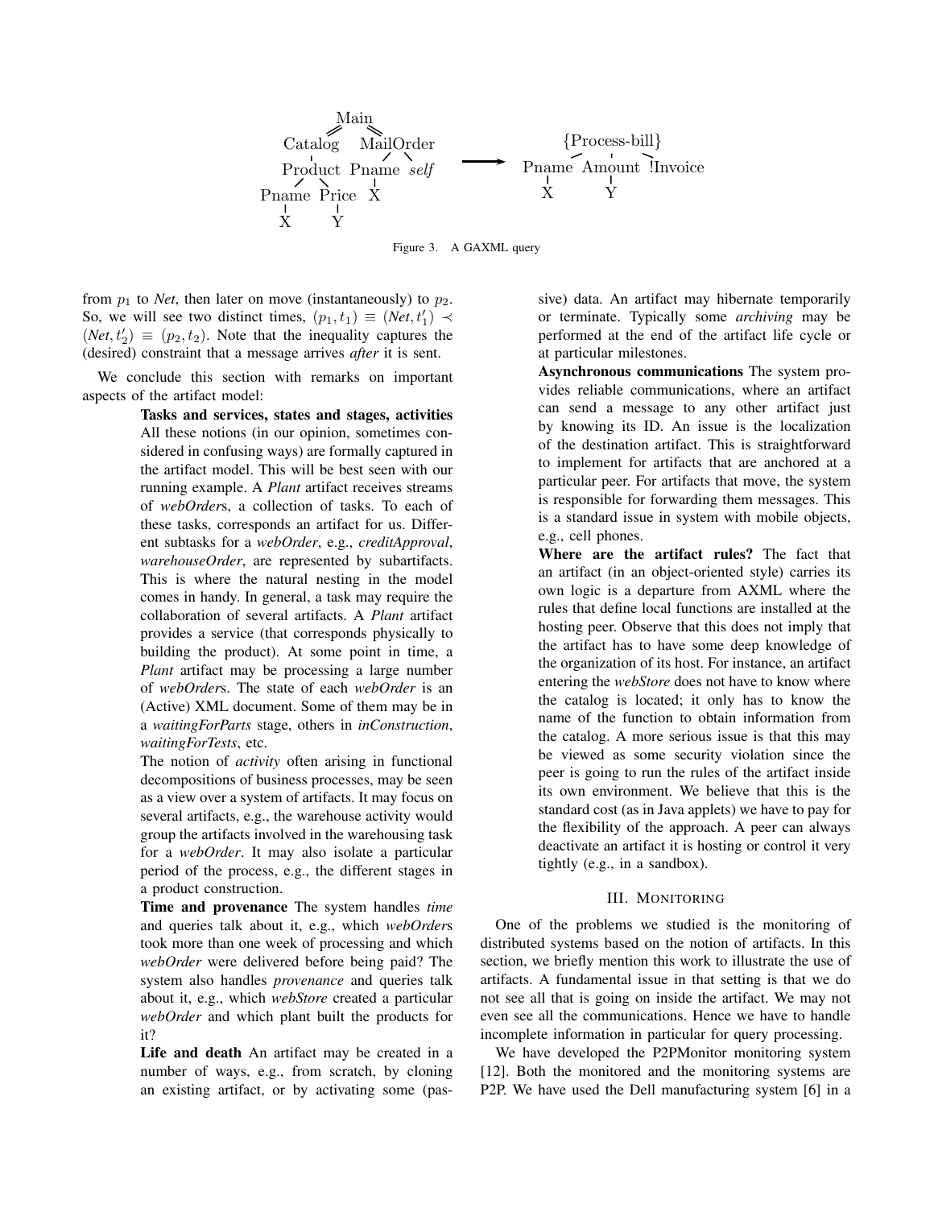Figure 3. A GAXML query

from $p_1$ to *Net*, then later on move (instantaneously) to $p_2$. So, we will see two distinct times, $(p_1, t_1) \equiv (Net, t'_1) \prec (Net, t'_2) \equiv (p_2, t_2)$. Note that the inequality captures the (desired) constraint that a message arrives *after* it is sent.

We conclude this section with remarks on important aspects of the artifact model:

**Tasks and services, states and stages, activities** All these notions (in our opinion, sometimes considered in confusing ways) are formally captured in the artifact model. This will be best seen with our running example. A *Plant* artifact receives streams of *webOrder*s, a collection of tasks. To each of these tasks, corresponds an artifact for us. Different subtasks for a *webOrder*, e.g., *creditApproval*, *warehouseOrder*, are represented by subartifacts. This is where the natural nesting in the model comes in handy. In general, a task may require the collaboration of several artifacts. A *Plant* artifact provides a service (that corresponds physically to building the product). At some point in time, a *Plant* artifact may be processing a large number of *webOrder*s. The state of each *webOrder* is an (Active) XML document. Some of them may be in a *waitingForParts* stage, others in *inConstruction*, *waitingForTests*, etc.

The notion of *activity* often arising in functional decompositions of business processes, may be seen as a view over a system of artifacts. It may focus on several artifacts, e.g., the warehouse activity would group the artifacts involved in the warehousing task for a *webOrder*. It may also isolate a particular period of the process, e.g., the different stages in a product construction.

**Time and provenance** The system handles *time* and queries talk about it, e.g., which *webOrder*s took more than one week of processing and which *webOrder* were delivered before being paid? The system also handles *provenance* and queries talk about it, e.g., which *webStore* created a particular *webOrder* and which plant built the products for it?

**Life and death** An artifact may be created in a number of ways, e.g., from scratch, by cloning an existing artifact, or by activating some (passive) data. An artifact may hibernate temporarily or terminate. Typically some *archiving* may be performed at the end of the artifact life cycle or at particular milestones.

**Asynchronous communications** The system provides reliable communications, where an artifact can send a message to any other artifact just by knowing its ID. An issue is the localization of the destination artifact. This is straightforward to implement for artifacts that are anchored at a particular peer. For artifacts that move, the system is responsible for forwarding them messages. This is a standard issue in system with mobile objects, e.g., cell phones.

**Where are the artifact rules?** The fact that an artifact (in an object-oriented style) carries its own logic is a departure from AXML where the rules that define local functions are installed at the hosting peer. Observe that this does not imply that the artifact has to have some deep knowledge of the organization of its host. For instance, an artifact entering the *webStore* does not have to know where the catalog is located; it only has to know the name of the function to obtain information from the catalog. A more serious issue is that this may be viewed as some security violation since the peer is going to run the rules of the artifact inside its own environment. We believe that this is the standard cost (as in Java applets) we have to pay for the flexibility of the approach. A peer can always deactivate an artifact it is hosting or control it very tightly (e.g., in a sandbox).

## III. Monitoring

One of the problems we studied is the monitoring of distributed systems based on the notion of artifacts. In this section, we briefly mention this work to illustrate the use of artifacts. A fundamental issue in that setting is that we do not see all that is going on inside the artifact. We may not even see all the communications. Hence we have to handle incomplete information in particular for query processing.

We have developed the P2PMonitor monitoring system [12]. Both the monitored and the monitoring systems are P2P. We have used the Dell manufacturing system [6] in a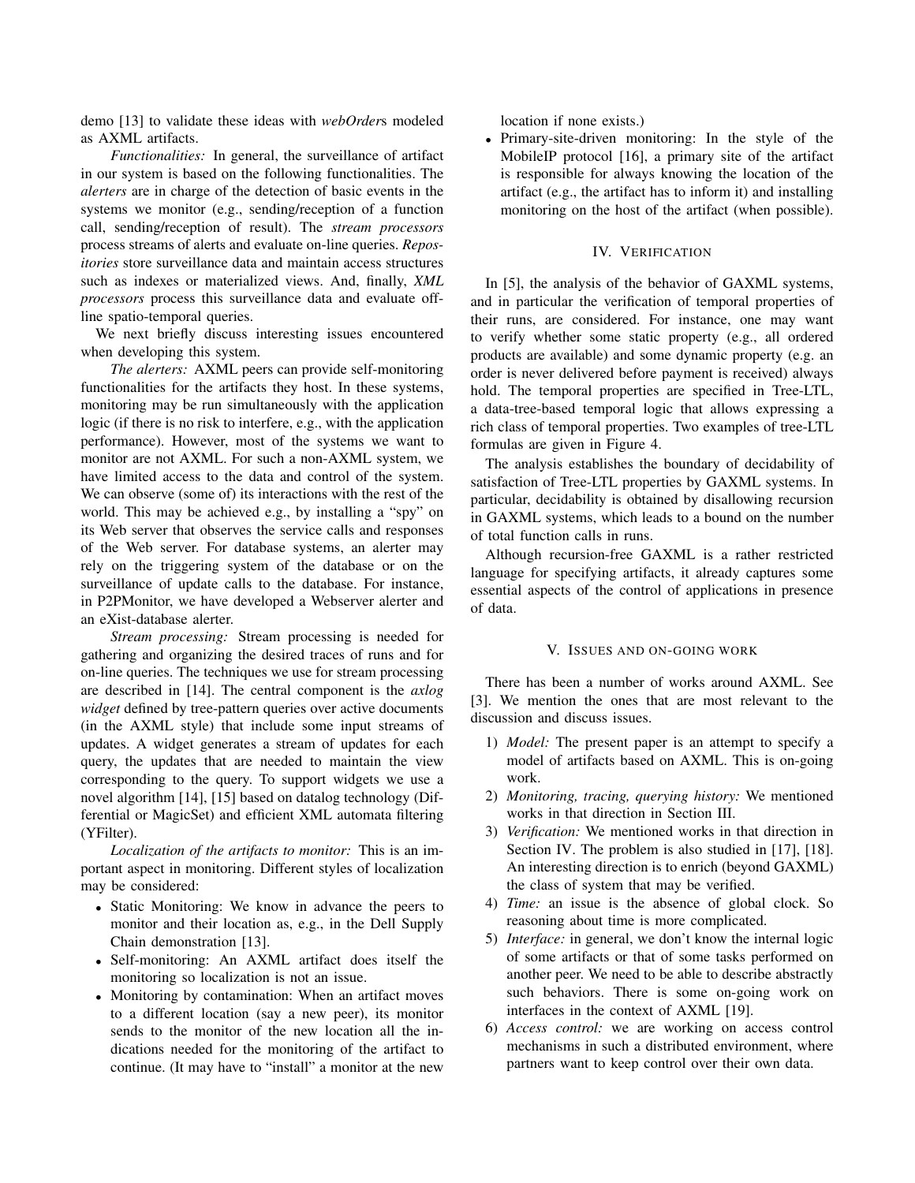demo [13] to validate these ideas with *webOrder*s modeled as AXML artifacts.

*Functionalities:* In general, the surveillance of artifact in our system is based on the following functionalities. The *alerters* are in charge of the detection of basic events in the systems we monitor (e.g., sending/reception of a function call, sending/reception of result). The *stream processors* process streams of alerts and evaluate on-line queries. *Repositories* store surveillance data and maintain access structures such as indexes or materialized views. And, finally, *XML processors* process this surveillance data and evaluate off-line spatio-temporal queries.

We next briefly discuss interesting issues encountered when developing this system.

*The alerters:* AXML peers can provide self-monitoring functionalities for the artifacts they host. In these systems, monitoring may be run simultaneously with the application logic (if there is no risk to interfere, e.g., with the application performance). However, most of the systems we want to monitor are not AXML. For such a non-AXML system, we have limited access to the data and control of the system. We can observe (some of) its interactions with the rest of the world. This may be achieved e.g., by installing a "spy" on its Web server that observes the service calls and responses of the Web server. For database systems, an alerter may rely on the triggering system of the database or on the surveillance of update calls to the database. For instance, in P2PMonitor, we have developed a Webserver alerter and an eXist-database alerter.

*Stream processing:* Stream processing is needed for gathering and organizing the desired traces of runs and for on-line queries. The techniques we use for stream processing are described in [14]. The central component is the *axlog widget* defined by tree-pattern queries over active documents (in the AXML style) that include some input streams of updates. A widget generates a stream of updates for each query, the updates that are needed to maintain the view corresponding to the query. To support widgets we use a novel algorithm [14], [15] based on datalog technology (Differential or MagicSet) and efficient XML automata filtering (YFilter).

*Localization of the artifacts to monitor:* This is an important aspect in monitoring. Different styles of localization may be considered:

- Static Monitoring: We know in advance the peers to monitor and their location as, e.g., in the Dell Supply Chain demonstration [13].
- Self-monitoring: An AXML artifact does itself the monitoring so localization is not an issue.
- Monitoring by contamination: When an artifact moves to a different location (say a new peer), its monitor sends to the monitor of the new location all the indications needed for the monitoring of the artifact to continue. (It may have to "install" a monitor at the new location if none exists.)
- Primary-site-driven monitoring: In the style of the MobileIP protocol [16], a primary site of the artifact is responsible for always knowing the location of the artifact (e.g., the artifact has to inform it) and installing monitoring on the host of the artifact (when possible).

## IV. Verification

In [5], the analysis of the behavior of GAXML systems, and in particular the verification of temporal properties of their runs, are considered. For instance, one may want to verify whether some static property (e.g., all ordered products are available) and some dynamic property (e.g. an order is never delivered before payment is received) always hold. The temporal properties are specified in Tree-LTL, a data-tree-based temporal logic that allows expressing a rich class of temporal properties. Two examples of tree-LTL formulas are given in Figure 4.

The analysis establishes the boundary of decidability of satisfaction of Tree-LTL properties by GAXML systems. In particular, decidability is obtained by disallowing recursion in GAXML systems, which leads to a bound on the number of total function calls in runs.

Although recursion-free GAXML is a rather restricted language for specifying artifacts, it already captures some essential aspects of the control of applications in presence of data.

## V. Issues and on-going work

There has been a number of works around AXML. See [3]. We mention the ones that are most relevant to the discussion and discuss issues.

1) *Model:* The present paper is an attempt to specify a model of artifacts based on AXML. This is on-going work.
2) *Monitoring, tracing, querying history:* We mentioned works in that direction in Section III.
3) *Verification:* We mentioned works in that direction in Section IV. The problem is also studied in [17], [18]. An interesting direction is to enrich (beyond GAXML) the class of system that may be verified.
4) *Time:* an issue is the absence of global clock. So reasoning about time is more complicated.
5) *Interface:* in general, we don't know the internal logic of some artifacts or that of some tasks performed on another peer. We need to be able to describe abstractly such behaviors. There is some on-going work on interfaces in the context of AXML [19].
6) *Access control:* we are working on access control mechanisms in such a distributed environment, where partners want to keep control over their own data.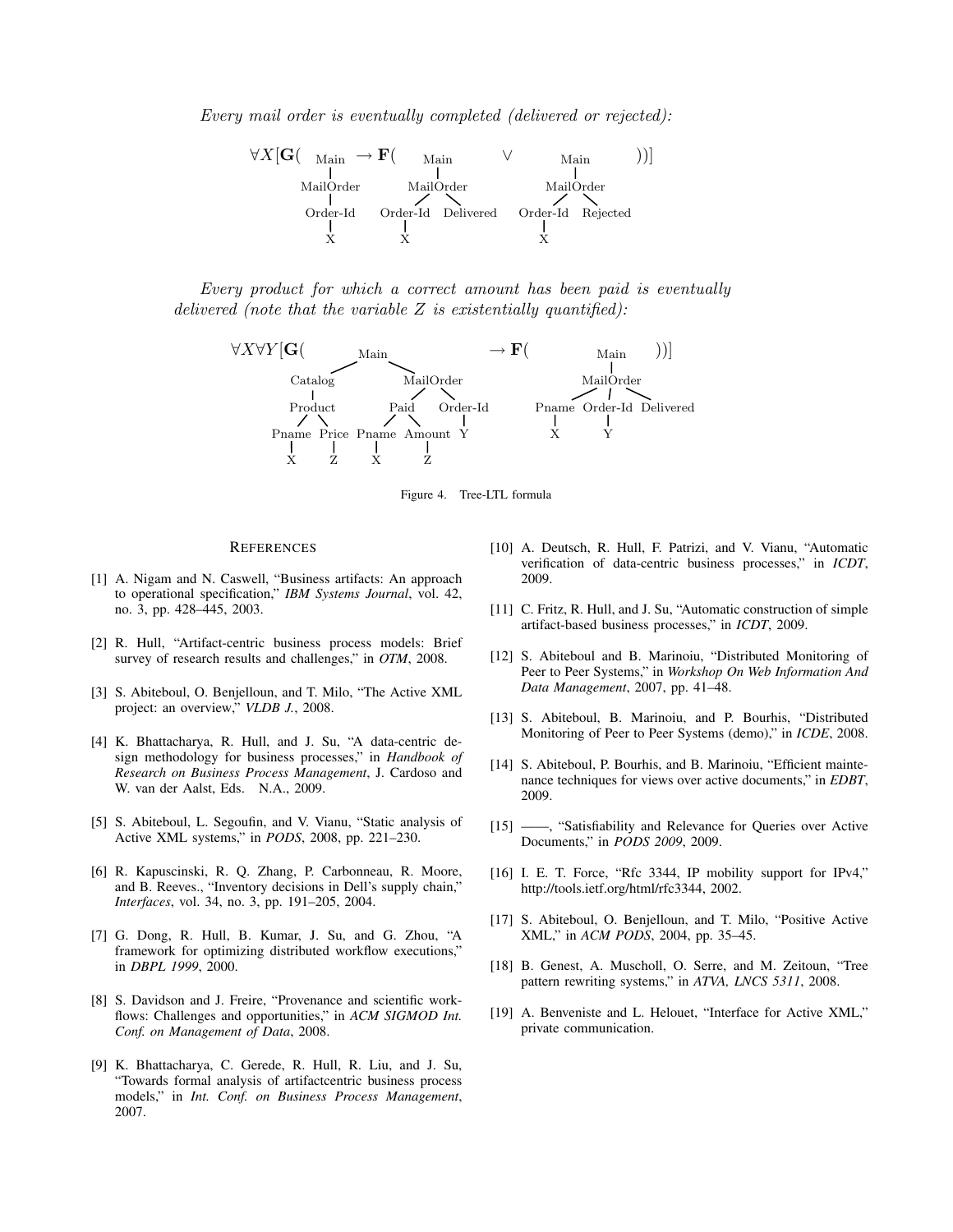*Every mail order is eventually completed (delivered or rejected):*

$\forall X[\mathbf{G}($ Main → MailOrder → Order-Id → X $\rightarrow \mathbf{F}($ Main → MailOrder → (Order-Id → X, Delivered) $\vee$ Main → MailOrder → (Order-Id → X, Rejected) $))]$

*Every product for which a correct amount has been paid is eventually delivered (note that the variable Z is existentially quantified):*

$\forall X \forall Y[\mathbf{G}($ Main → (Catalog → Product → (Pname → X, Price → Z), MailOrder → (Paid → (Pname → X, Amount → Z), Order-Id → Y)) $\rightarrow \mathbf{F}($ Main → MailOrder → (Pname → X, Order-Id → Y, Delivered) $))]$

Figure 4. Tree-LTL formula

## References

[1] A. Nigam and N. Caswell, "Business artifacts: An approach to operational specification," *IBM Systems Journal*, vol. 42, no. 3, pp. 428–445, 2003.

[2] R. Hull, "Artifact-centric business process models: Brief survey of research results and challenges," in *OTM*, 2008.

[3] S. Abiteboul, O. Benjelloun, and T. Milo, "The Active XML project: an overview," *VLDB J.*, 2008.

[4] K. Bhattacharya, R. Hull, and J. Su, "A data-centric design methodology for business processes," in *Handbook of Research on Business Process Management*, J. Cardoso and W. van der Aalst, Eds. N.A., 2009.

[5] S. Abiteboul, L. Segoufin, and V. Vianu, "Static analysis of Active XML systems," in *PODS*, 2008, pp. 221–230.

[6] R. Kapuscinski, R. Q. Zhang, P. Carbonneau, R. Moore, and B. Reeves., "Inventory decisions in Dell's supply chain," *Interfaces*, vol. 34, no. 3, pp. 191–205, 2004.

[7] G. Dong, R. Hull, B. Kumar, J. Su, and G. Zhou, "A framework for optimizing distributed workflow executions," in *DBPL 1999*, 2000.

[8] S. Davidson and J. Freire, "Provenance and scientific workflows: Challenges and opportunities," in *ACM SIGMOD Int. Conf. on Management of Data*, 2008.

[9] K. Bhattacharya, C. Gerede, R. Hull, R. Liu, and J. Su, "Towards formal analysis of artifactcentric business process models," in *Int. Conf. on Business Process Management*, 2007.

[10] A. Deutsch, R. Hull, F. Patrizi, and V. Vianu, "Automatic verification of data-centric business processes," in *ICDT*, 2009.

[11] C. Fritz, R. Hull, and J. Su, "Automatic construction of simple artifact-based business processes," in *ICDT*, 2009.

[12] S. Abiteboul and B. Marinoiu, "Distributed Monitoring of Peer to Peer Systems," in *Workshop On Web Information And Data Management*, 2007, pp. 41–48.

[13] S. Abiteboul, B. Marinoiu, and P. Bourhis, "Distributed Monitoring of Peer to Peer Systems (demo)," in *ICDE*, 2008.

[14] S. Abiteboul, P. Bourhis, and B. Marinoiu, "Efficient maintenance techniques for views over active documents," in *EDBT*, 2009.

[15] ——, "Satisfiability and Relevance for Queries over Active Documents," in *PODS 2009*, 2009.

[16] I. E. T. Force, "Rfc 3344, IP mobility support for IPv4," http://tools.ietf.org/html/rfc3344, 2002.

[17] S. Abiteboul, O. Benjelloun, and T. Milo, "Positive Active XML," in *ACM PODS*, 2004, pp. 35–45.

[18] B. Genest, A. Muscholl, O. Serre, and M. Zeitoun, "Tree pattern rewriting systems," in *ATVA, LNCS 5311*, 2008.

[19] A. Benveniste and L. Helouet, "Interface for Active XML," private communication.